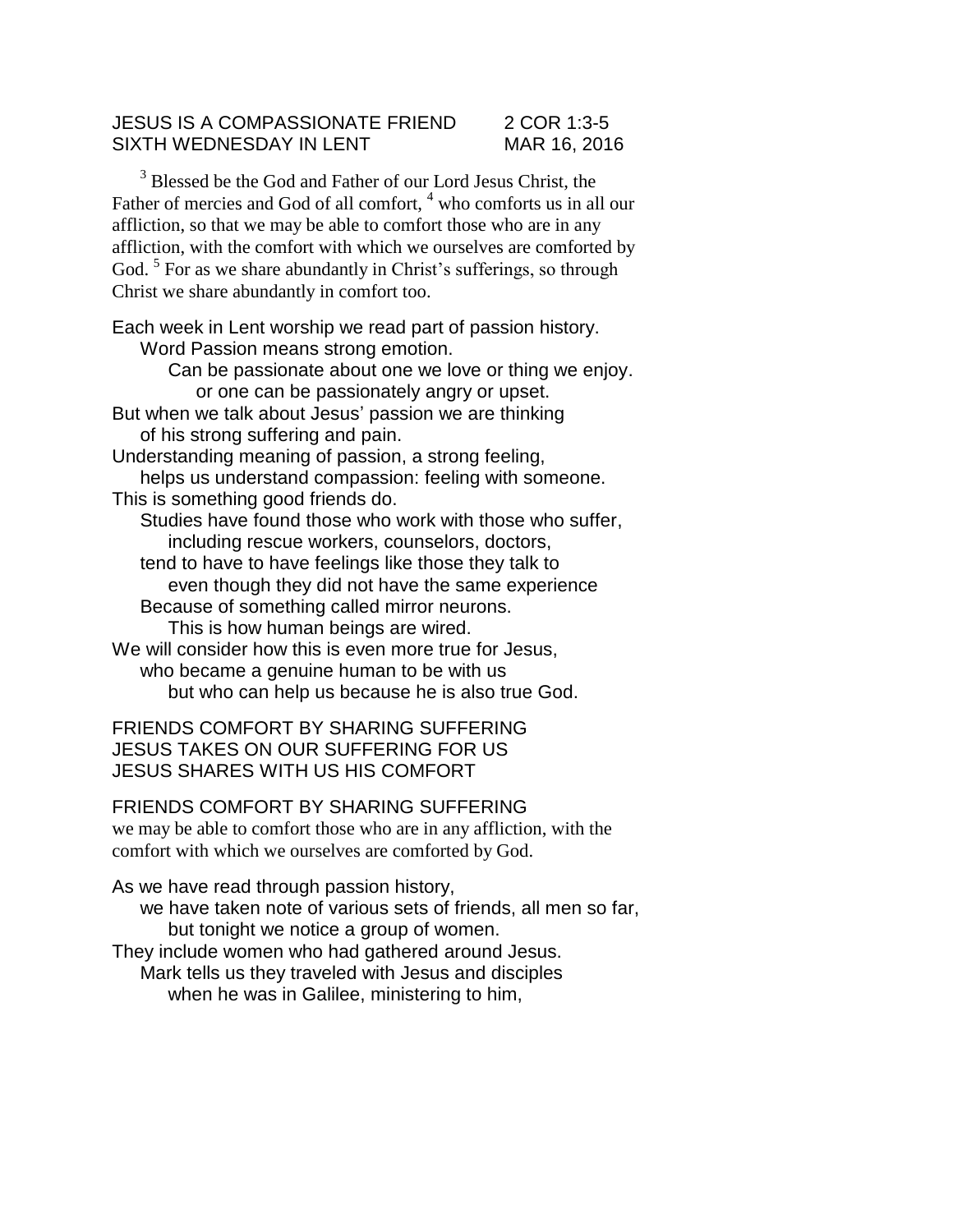JESUS IS A COMPASSIONATE FRIEND 2 COR 1:3-5
SIXTH WEDNESDAY IN LENT MAR 16, 2016

[3] Blessed be the God and Father of our Lord Jesus Christ, the Father of mercies and God of all comfort, [4] who comforts us in all our affliction, so that we may be able to comfort those who are in any affliction, with the comfort with which we ourselves are comforted by God. [5] For as we share abundantly in Christ's sufferings, so through Christ we share abundantly in comfort too.

Each week in Lent worship we read part of passion history.
Word Passion means strong emotion.
Can be passionate about one we love or thing we enjoy.
or one can be passionately angry or upset.
But when we talk about Jesus' passion we are thinking
of his strong suffering and pain.
Understanding meaning of passion, a strong feeling,
helps us understand compassion: feeling with someone.
This is something good friends do.
Studies have found those who work with those who suffer,
including rescue workers, counselors, doctors,
tend to have to have feelings like those they talk to
even though they did not have the same experience
Because of something called mirror neurons.
This is how human beings are wired.
We will consider how this is even more true for Jesus,
who became a genuine human to be with us
but who can help us because he is also true God.

FRIENDS COMFORT BY SHARING SUFFERING
JESUS TAKES ON OUR SUFFERING FOR US
JESUS SHARES WITH US HIS COMFORT

FRIENDS COMFORT BY SHARING SUFFERING
we may be able to comfort those who are in any affliction, with the comfort with which we ourselves are comforted by God.

As we have read through passion history,
we have taken note of various sets of friends, all men so far,
but tonight we notice a group of women.
They include women who had gathered around Jesus.
Mark tells us they traveled with Jesus and disciples
when he was in Galilee, ministering to him,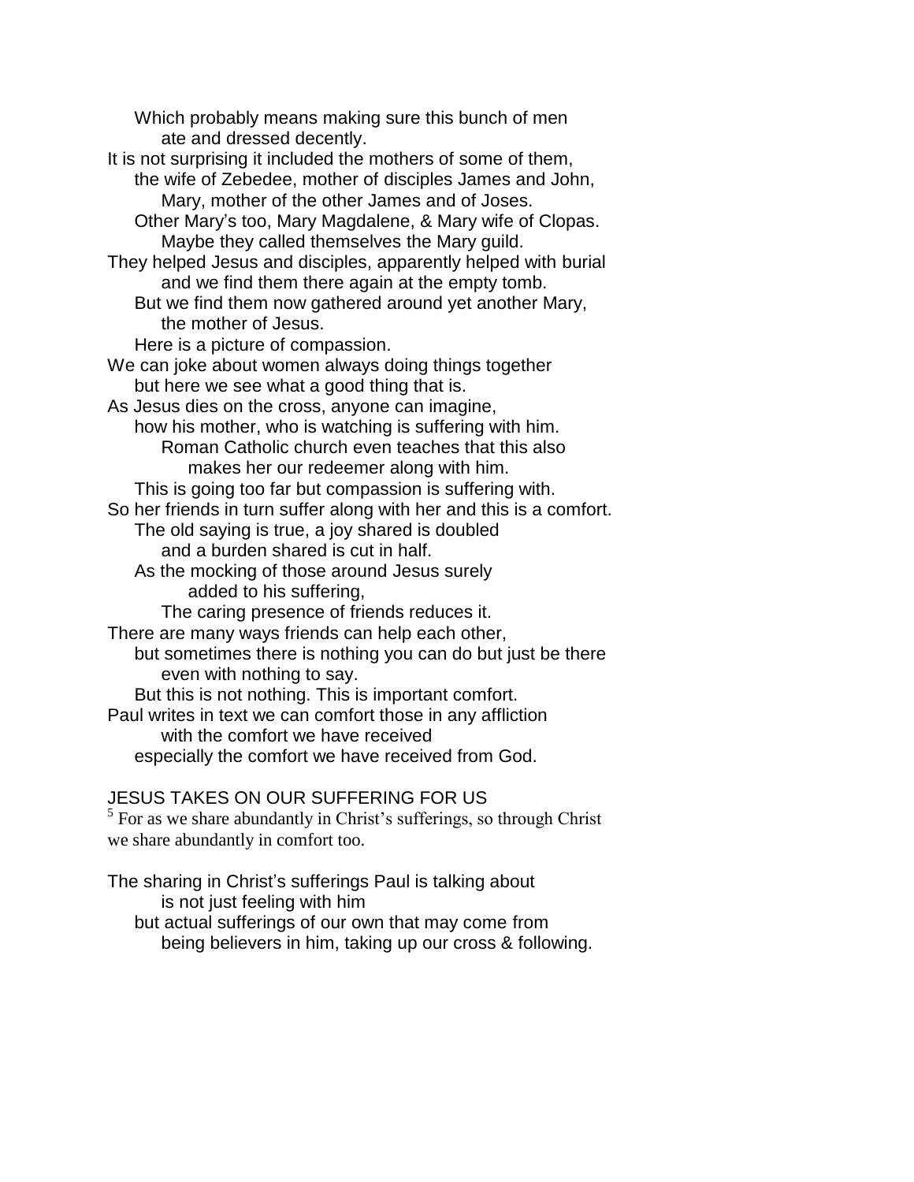Which probably means making sure this bunch of men
ate and dressed decently.
It is not surprising it included the mothers of some of them,
the wife of Zebedee, mother of disciples James and John,
Mary, mother of the other James and of Joses.
Other Mary's too, Mary Magdalene, & Mary wife of Clopas.
Maybe they called themselves the Mary guild.
They helped Jesus and disciples, apparently helped with burial
and we find them there again at the empty tomb.
But we find them now gathered around yet another Mary,
the mother of Jesus.
Here is a picture of compassion.
We can joke about women always doing things together
but here we see what a good thing that is.
As Jesus dies on the cross, anyone can imagine,
how his mother, who is watching is suffering with him.
Roman Catholic church even teaches that this also
makes her our redeemer along with him.
This is going too far but compassion is suffering with.
So her friends in turn suffer along with her and this is a comfort.
The old saying is true, a joy shared is doubled
and a burden shared is cut in half.
As the mocking of those around Jesus surely
added to his suffering,
The caring presence of friends reduces it.
There are many ways friends can help each other,
but sometimes there is nothing you can do but just be there
even with nothing to say.
But this is not nothing. This is important comfort.
Paul writes in text we can comfort those in any affliction
with the comfort we have received
especially the comfort we have received from God.

JESUS TAKES ON OUR SUFFERING FOR US

[5] For as we share abundantly in Christ's sufferings, so through Christ we share abundantly in comfort too.

The sharing in Christ's sufferings Paul is talking about
is not just feeling with him
but actual sufferings of our own that may come from
being believers in him, taking up our cross & following.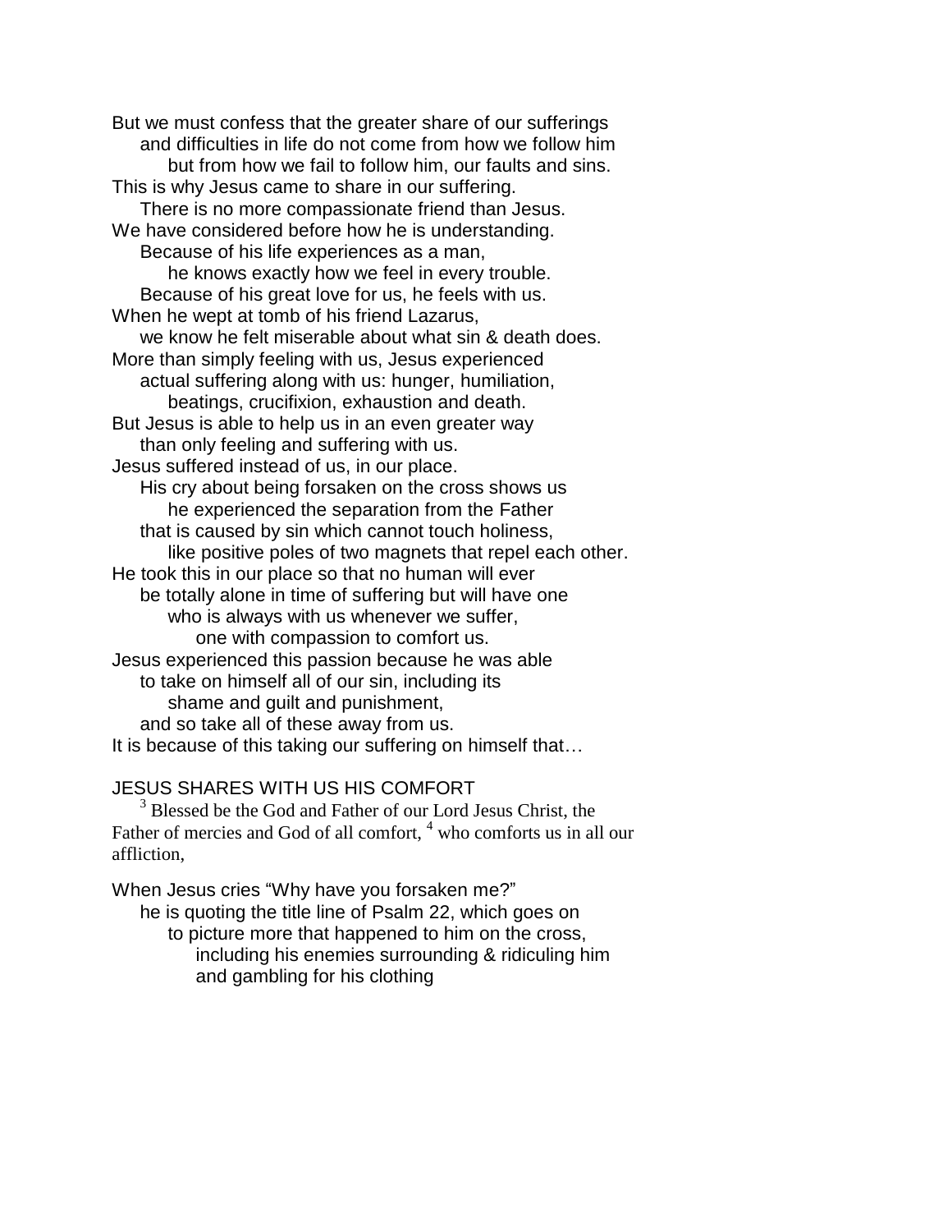But we must confess that the greater share of our sufferings
and difficulties in life do not come from how we follow him
but from how we fail to follow him, our faults and sins.
This is why Jesus came to share in our suffering.
There is no more compassionate friend than Jesus.
We have considered before how he is understanding.
Because of his life experiences as a man,
he knows exactly how we feel in every trouble.
Because of his great love for us, he feels with us.
When he wept at tomb of his friend Lazarus,
we know he felt miserable about what sin & death does.
More than simply feeling with us, Jesus experienced
actual suffering along with us: hunger, humiliation,
beatings, crucifixion, exhaustion and death.
But Jesus is able to help us in an even greater way
than only feeling and suffering with us.
Jesus suffered instead of us, in our place.
His cry about being forsaken on the cross shows us
he experienced the separation from the Father
that is caused by sin which cannot touch holiness,
like positive poles of two magnets that repel each other.
He took this in our place so that no human will ever
be totally alone in time of suffering but will have one
who is always with us whenever we suffer,
one with compassion to comfort us.
Jesus experienced this passion because he was able
to take on himself all of our sin, including its
shame and guilt and punishment,
and so take all of these away from us.
It is because of this taking our suffering on himself that…

JESUS SHARES WITH US HIS COMFORT

[3] Blessed be the God and Father of our Lord Jesus Christ, the Father of mercies and God of all comfort, [4] who comforts us in all our affliction,

When Jesus cries "Why have you forsaken me?"
he is quoting the title line of Psalm 22, which goes on
to picture more that happened to him on the cross,
including his enemies surrounding & ridiculing him
and gambling for his clothing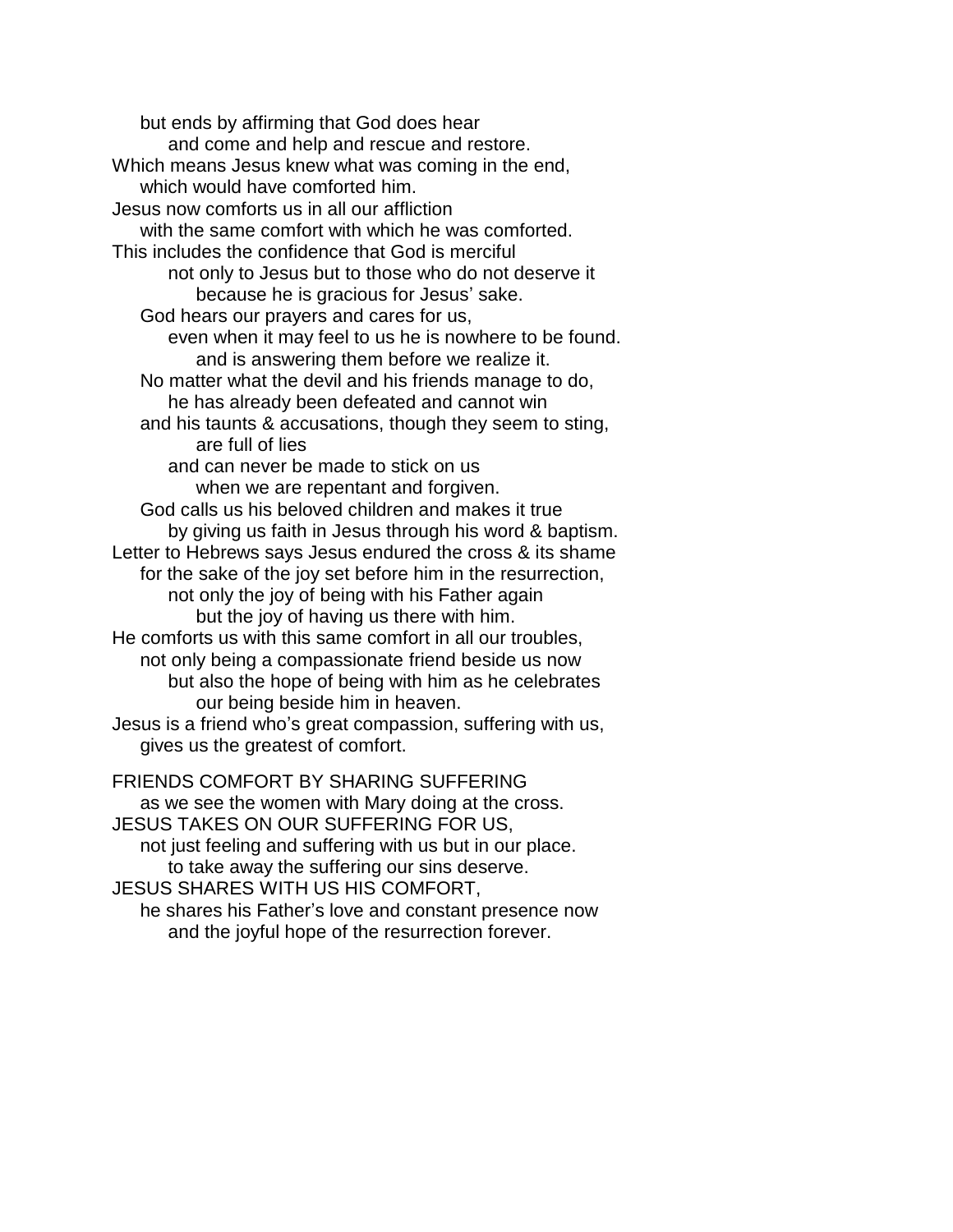but ends by affirming that God does hear
and come and help and rescue and restore.
Which means Jesus knew what was coming in the end,
which would have comforted him.
Jesus now comforts us in all our affliction
with the same comfort with which he was comforted.
This includes the confidence that God is merciful
not only to Jesus but to those who do not deserve it
because he is gracious for Jesus' sake.
God hears our prayers and cares for us,
even when it may feel to us he is nowhere to be found.
and is answering them before we realize it.
No matter what the devil and his friends manage to do,
he has already been defeated and cannot win
and his taunts & accusations, though they seem to sting,
are full of lies
and can never be made to stick on us
when we are repentant and forgiven.
God calls us his beloved children and makes it true
by giving us faith in Jesus through his word & baptism.
Letter to Hebrews says Jesus endured the cross & its shame
for the sake of the joy set before him in the resurrection,
not only the joy of being with his Father again
but the joy of having us there with him.
He comforts us with this same comfort in all our troubles,
not only being a compassionate friend beside us now
but also the hope of being with him as he celebrates
our being beside him in heaven.
Jesus is a friend who's great compassion, suffering with us,
gives us the greatest of comfort.

FRIENDS COMFORT BY SHARING SUFFERING
as we see the women with Mary doing at the cross.
JESUS TAKES ON OUR SUFFERING FOR US,
not just feeling and suffering with us but in our place.
to take away the suffering our sins deserve.
JESUS SHARES WITH US HIS COMFORT,
he shares his Father's love and constant presence now
and the joyful hope of the resurrection forever.